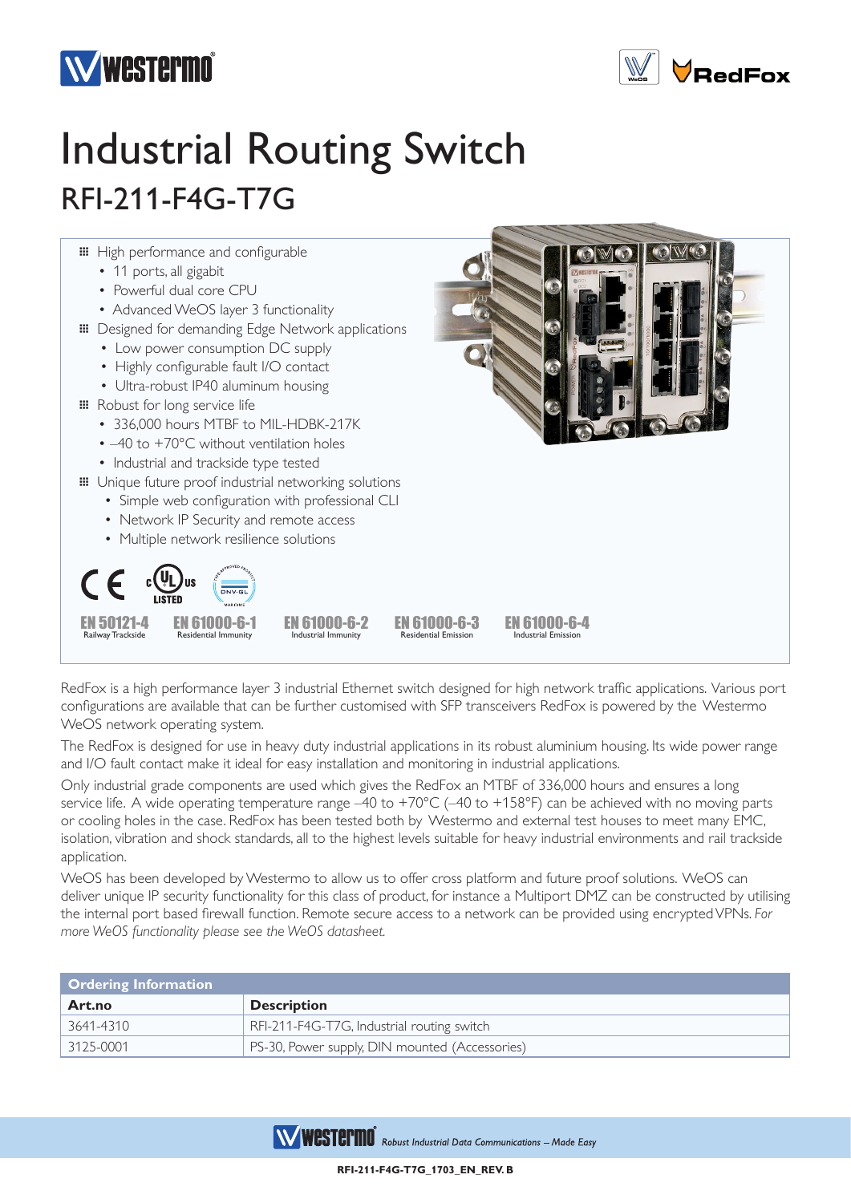# Industrial Routing Switch

## RFI-211-F4G-T7G

- High performance and configurable
  - 11 ports, all gigabit
  - Powerful dual core CPU
  - Advanced WeOS layer 3 functionality
- Designed for demanding Edge Network applications
  - Low power consumption DC supply
  - Highly configurable fault I/O contact
  - Ultra-robust IP40 aluminum housing
- Robust for long service life
  - 336,000 hours MTBF to MIL-HDBK-217K
  - –40 to +70°C without ventilation holes
  - Industrial and trackside type tested
- Unique future proof industrial networking solutions
  - Simple web configuration with professional CLI
  - Network IP Security and remote access
  - Multiple network resilience solutions

**EN 50121-4** Railway Trackside
**EN 61000-6-1** Residential Immunity
**EN 61000-6-2** Industrial Immunity
**EN 61000-6-3** Residential Emission
**EN 61000-6-4** Industrial Emission

RedFox is a high performance layer 3 industrial Ethernet switch designed for high network traffic applications. Various port configurations are available that can be further customised with SFP transceivers RedFox is powered by the Westermo WeOS network operating system.

The RedFox is designed for use in heavy duty industrial applications in its robust aluminium housing. Its wide power range and I/O fault contact make it ideal for easy installation and monitoring in industrial applications.

Only industrial grade components are used which gives the RedFox an MTBF of 336,000 hours and ensures a long service life. A wide operating temperature range –40 to +70°C (–40 to +158°F) can be achieved with no moving parts or cooling holes in the case. RedFox has been tested both by Westermo and external test houses to meet many EMC, isolation, vibration and shock standards, all to the highest levels suitable for heavy industrial environments and rail trackside application.

WeOS has been developed by Westermo to allow us to offer cross platform and future proof solutions. WeOS can deliver unique IP security functionality for this class of product, for instance a Multiport DMZ can be constructed by utilising the internal port based firewall function. Remote secure access to a network can be provided using encrypted VPNs. *For more WeOS functionality please see the WeOS datasheet.*

**Ordering Information**

| Art.no | Description |
|---|---|
| 3641-4310 | RFI-211-F4G-T7G, Industrial routing switch |
| 3125-0001 | PS-30, Power supply, DIN mounted (Accessories) |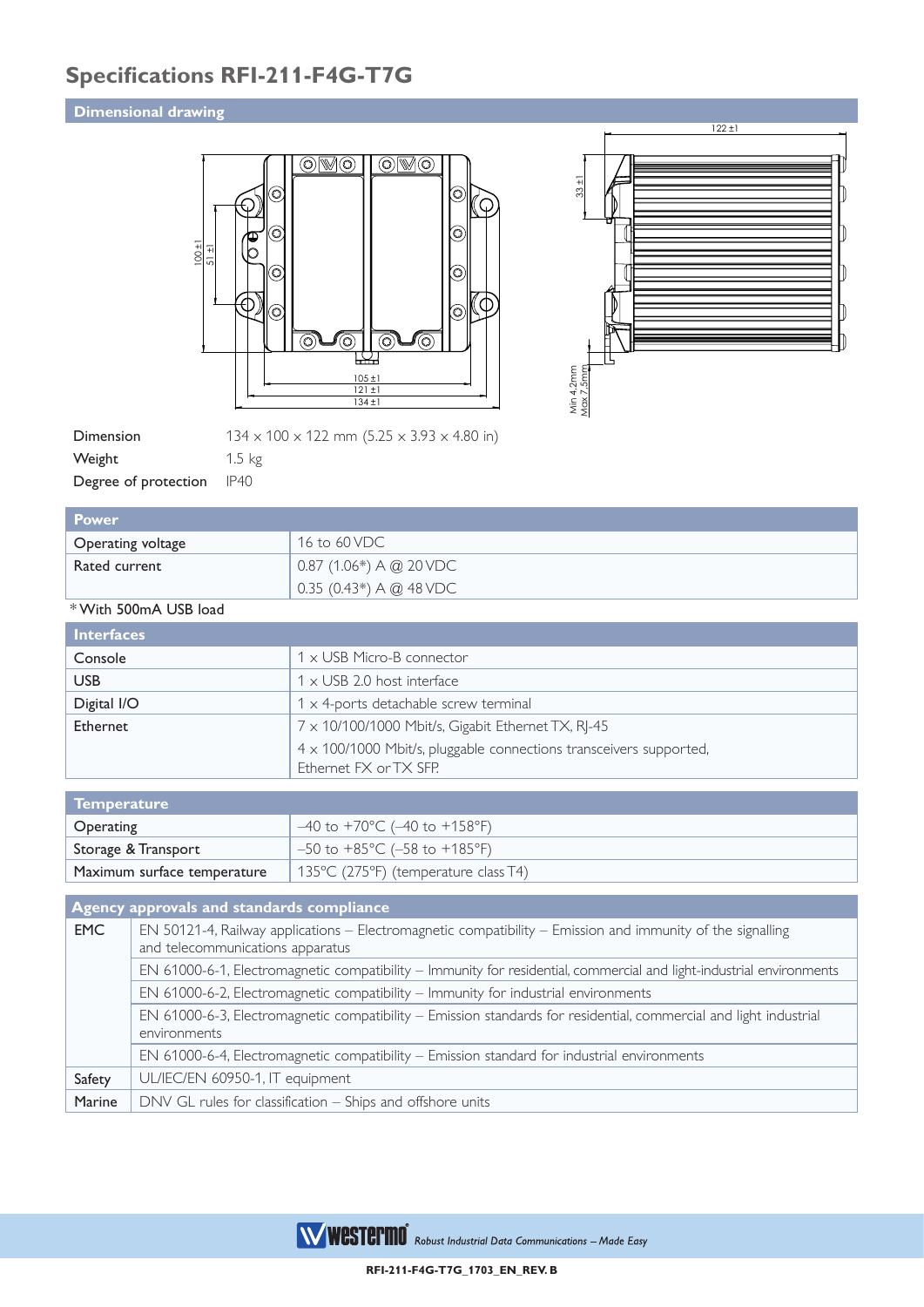# Specifications RFI-211-F4G-T7G

## Dimensional drawing

100 ±1
51 ±1
105 ±1
121 ±1
134 ±1
122 ±1
33 ±1
Min 4.2mm
Max 7.5mm

| | |
|---|---|
| Dimension | 134 x 100 x 122 mm (5.25 x 3.93 x 4.80 in) |
| Weight | 1.5 kg |
| Degree of protection | IP40 |

| Power | |
|---|---|
| Operating voltage | 16 to 60 VDC |
| Rated current | 0.87 (1.06*) A @ 20 VDC |
| | 0.35 (0.43*) A @ 48 VDC |

*With 500mA USB load

| Interfaces | |
|---|---|
| Console | 1 x USB Micro-B connector |
| USB | 1 x USB 2.0 host interface |
| Digital I/O | 1 x 4-ports detachable screw terminal |
| Ethernet | 7 x 10/100/1000 Mbit/s, Gigabit Ethernet TX, RJ-45 |
| | 4 x 100/1000 Mbit/s, pluggable connections transceivers supported, Ethernet FX or TX SFP. |

| Temperature | |
|---|---|
| Operating | –40 to +70°C (–40 to +158°F) |
| Storage & Transport | –50 to +85°C (–58 to +185°F) |
| Maximum surface temperature | 135°C (275°F) (temperature class T4) |

| Agency approvals and standards compliance | |
|---|---|
| EMC | EN 50121-4, Railway applications – Electromagnetic compatibility – Emission and immunity of the signalling and telecommunications apparatus |
| | EN 61000-6-1, Electromagnetic compatibility – Immunity for residential, commercial and light-industrial environments |
| | EN 61000-6-2, Electromagnetic compatibility – Immunity for industrial environments |
| | EN 61000-6-3, Electromagnetic compatibility – Emission standards for residential, commercial and light industrial environments |
| | EN 61000-6-4, Electromagnetic compatibility – Emission standard for industrial environments |
| Safety | UL/IEC/EN 60950-1, IT equipment |
| Marine | DNV GL rules for classification – Ships and offshore units |

Westermo *Robust Industrial Data Communications – Made Easy*

RFI-211-F4G-T7G_1703_EN_REV. B